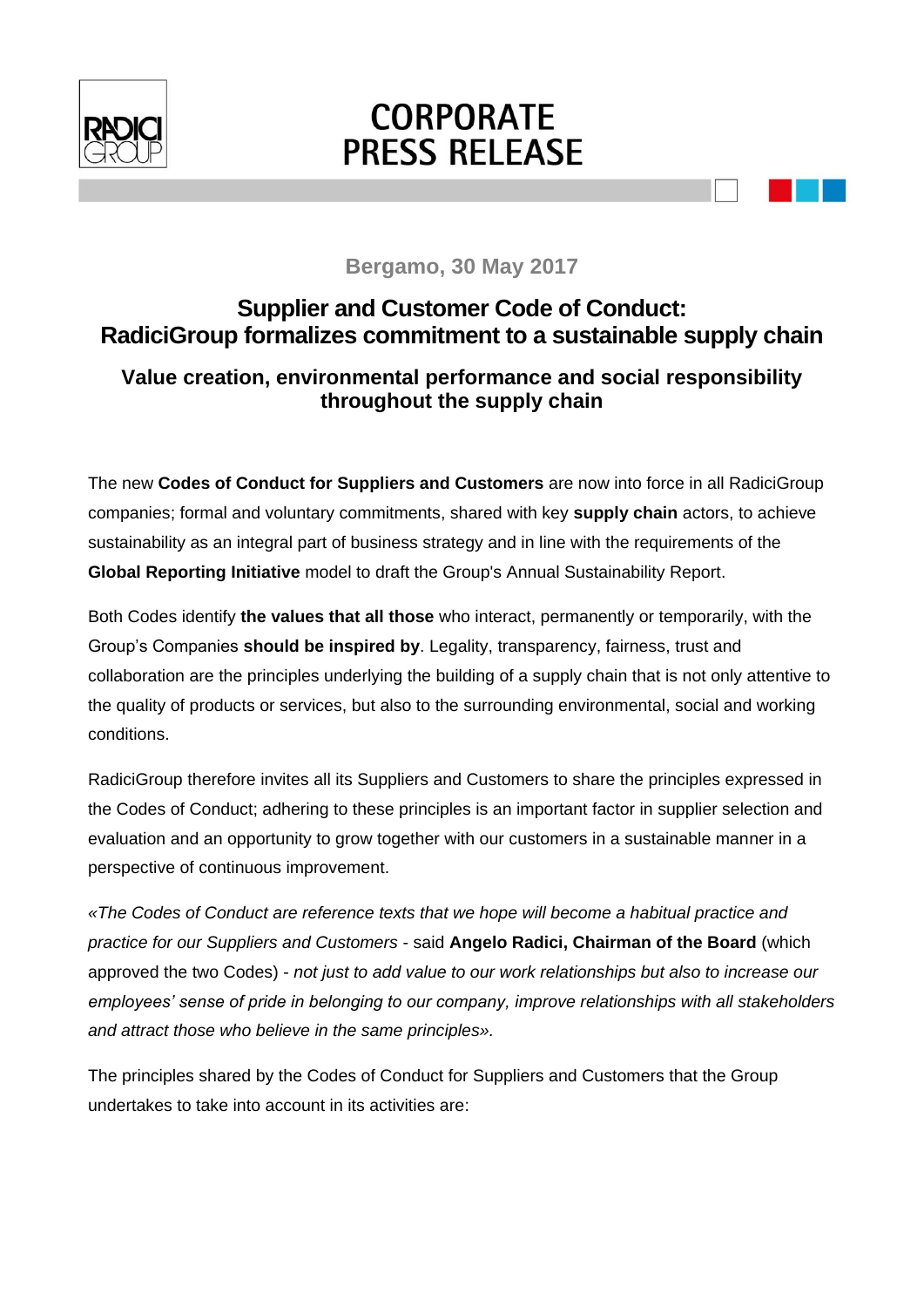# CORPORATE PRESS RELEASE

**Bergamo, 30 May 2017**

## Supplier and Customer Code of Conduct: RadiciGroup formalizes commitment to a sustainable supply chain

### Value creation, environmental performance and social responsibility throughout the supply chain

The new **Codes of Conduct for Suppliers and Customers** are now into force in all RadiciGroup companies; formal and voluntary commitments, shared with key **supply chain** actors, to achieve sustainability as an integral part of business strategy and in line with the requirements of the **Global Reporting Initiative** model to draft the Group's Annual Sustainability Report.

Both Codes identify **the values that all those** who interact, permanently or temporarily, with the Group's Companies **should be inspired by**. Legality, transparency, fairness, trust and collaboration are the principles underlying the building of a supply chain that is not only attentive to the quality of products or services, but also to the surrounding environmental, social and working conditions.

RadiciGroup therefore invites all its Suppliers and Customers to share the principles expressed in the Codes of Conduct; adhering to these principles is an important factor in supplier selection and evaluation and an opportunity to grow together with our customers in a sustainable manner in a perspective of continuous improvement.

*«The Codes of Conduct are reference texts that we hope will become a habitual practice and practice for our Suppliers and Customers* - said **Angelo Radici, Chairman of the Board** (which approved the two Codes) - *not just to add value to our work relationships but also to increase our employees' sense of pride in belonging to our company, improve relationships with all stakeholders and attract those who believe in the same principles».*

The principles shared by the Codes of Conduct for Suppliers and Customers that the Group undertakes to take into account in its activities are: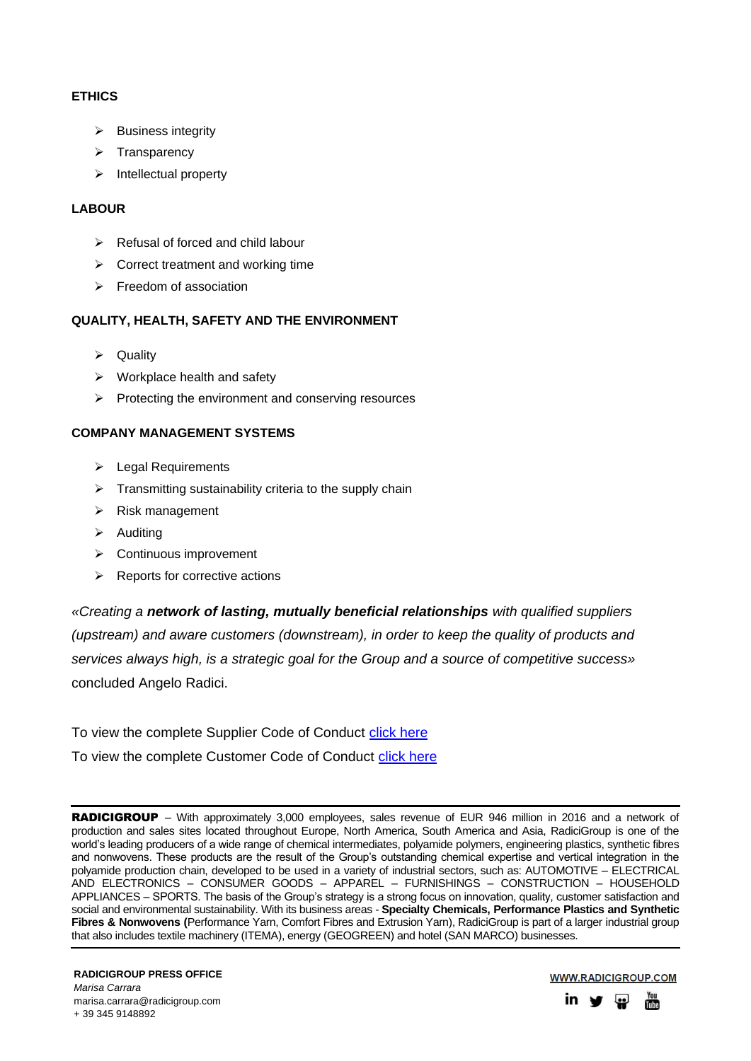**ETHICS**

- Business integrity
- Transparency
- Intellectual property

**LABOUR**

- Refusal of forced and child labour
- Correct treatment and working time
- Freedom of association

**QUALITY, HEALTH, SAFETY AND THE ENVIRONMENT**

- Quality
- Workplace health and safety
- Protecting the environment and conserving resources

**COMPANY MANAGEMENT SYSTEMS**

- Legal Requirements
- Transmitting sustainability criteria to the supply chain
- Risk management
- Auditing
- Continuous improvement
- Reports for corrective actions

*«Creating a **network of lasting, mutually beneficial relationships** with qualified suppliers (upstream) and aware customers (downstream), in order to keep the quality of products and services always high, is a strategic goal for the Group and a source of competitive success»* concluded Angelo Radici.

To view the complete Supplier Code of Conduct click here

To view the complete Customer Code of Conduct click here

---

**RADICIGROUP** – With approximately 3,000 employees, sales revenue of EUR 946 million in 2016 and a network of production and sales sites located throughout Europe, North America, South America and Asia, RadiciGroup is one of the world's leading producers of a wide range of chemical intermediates, polyamide polymers, engineering plastics, synthetic fibres and nonwovens. These products are the result of the Group's outstanding chemical expertise and vertical integration in the polyamide production chain, developed to be used in a variety of industrial sectors, such as: AUTOMOTIVE – ELECTRICAL AND ELECTRONICS – CONSUMER GOODS – APPAREL – FURNISHINGS – CONSTRUCTION – HOUSEHOLD APPLIANCES – SPORTS. The basis of the Group's strategy is a strong focus on innovation, quality, customer satisfaction and social and environmental sustainability. With its business areas - **Specialty Chemicals, Performance Plastics and Synthetic Fibres & Nonwovens (**Performance Yarn, Comfort Fibres and Extrusion Yarn), RadiciGroup is part of a larger industrial group that also includes textile machinery (ITEMA), energy (GEOGREEN) and hotel (SAN MARCO) businesses.

---

**RADICIGROUP PRESS OFFICE**
*Marisa Carrara*
marisa.carrara@radicigroup.com
+ 39 345 9148892

WWW.RADICIGROUP.COM